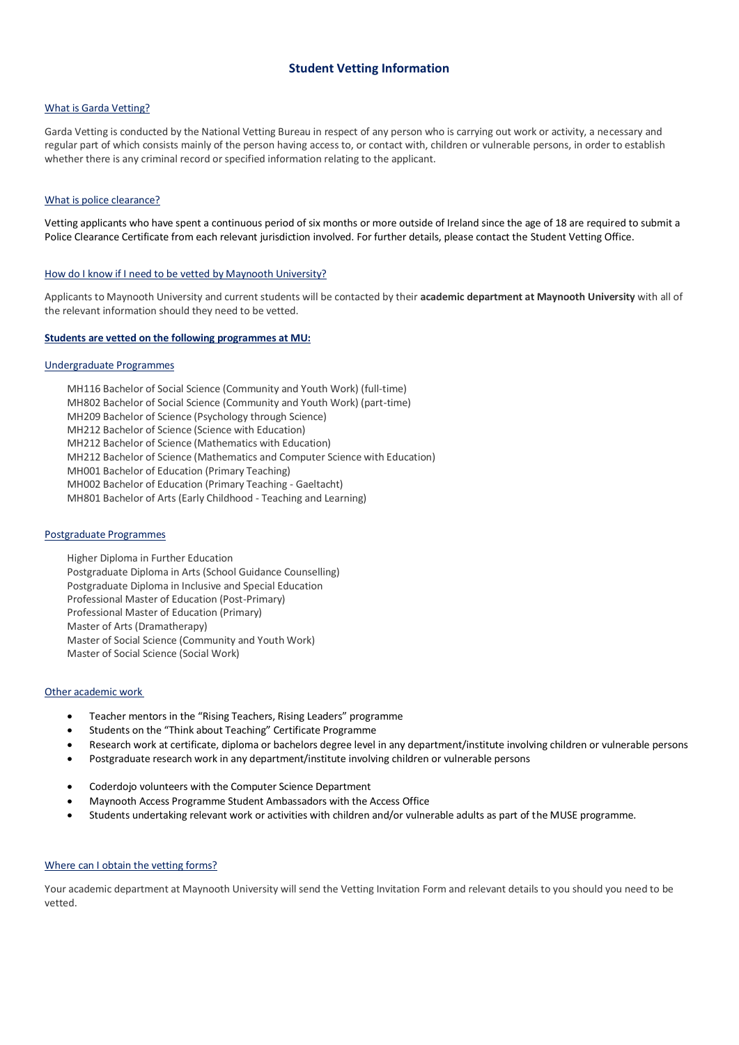# Student Vetting Information

## What is Garda Vetting?

Garda Vetting is conducted by the National Vetting Bureau in respect of any person who is carrying out work or activity, a necessary and regular part of which consists mainly of the person having access to, or contact with, children or vulnerable persons, in order to establish whether there is any criminal record or specified information relating to the applicant.

## What is police clearance?

Vetting applicants who have spent a continuous period of six months or more outside of Ireland since the age of 18 are required to submit a Police Clearance Certificate from each relevant jurisdiction involved. For further details, please contact the Student Vetting Office.

## How do I know if I need to be vetted by Maynooth University?

Applicants to Maynooth University and current students will be contacted by their **academic department at Maynooth University** with all of the relevant information should they need to be vetted.

### **Students are vetted on the following programmes at MU:**

#### Undergraduate Programmes

- MH116 Bachelor of Social Science (Community and Youth Work) (full-time)
- MH802 Bachelor of Social Science (Community and Youth Work) (part-time)
- MH209 Bachelor of Science (Psychology through Science)
- MH212 Bachelor of Science (Science with Education)
- MH212 Bachelor of Science (Mathematics with Education)
- MH212 Bachelor of Science (Mathematics and Computer Science with Education)
- MH001 Bachelor of Education (Primary Teaching)
- MH002 Bachelor of Education (Primary Teaching - Gaeltacht)
- MH801 Bachelor of Arts (Early Childhood - Teaching and Learning)

#### Postgraduate Programmes

- Higher Diploma in Further Education
- Postgraduate Diploma in Arts (School Guidance Counselling)
- Postgraduate Diploma in Inclusive and Special Education
- Professional Master of Education (Post-Primary)
- Professional Master of Education (Primary)
- Master of Arts (Dramatherapy)
- Master of Social Science (Community and Youth Work)
- Master of Social Science (Social Work)

#### Other academic work

- Teacher mentors in the "Rising Teachers, Rising Leaders" programme
- Students on the "Think about Teaching" Certificate Programme
- Research work at certificate, diploma or bachelors degree level in any department/institute involving children or vulnerable persons
- Postgraduate research work in any department/institute involving children or vulnerable persons
- Coderdojo volunteers with the Computer Science Department
- Maynooth Access Programme Student Ambassadors with the Access Office
- Students undertaking relevant work or activities with children and/or vulnerable adults as part of the MUSE programme.

## Where can I obtain the vetting forms?

Your academic department at Maynooth University will send the Vetting Invitation Form and relevant details to you should you need to be vetted.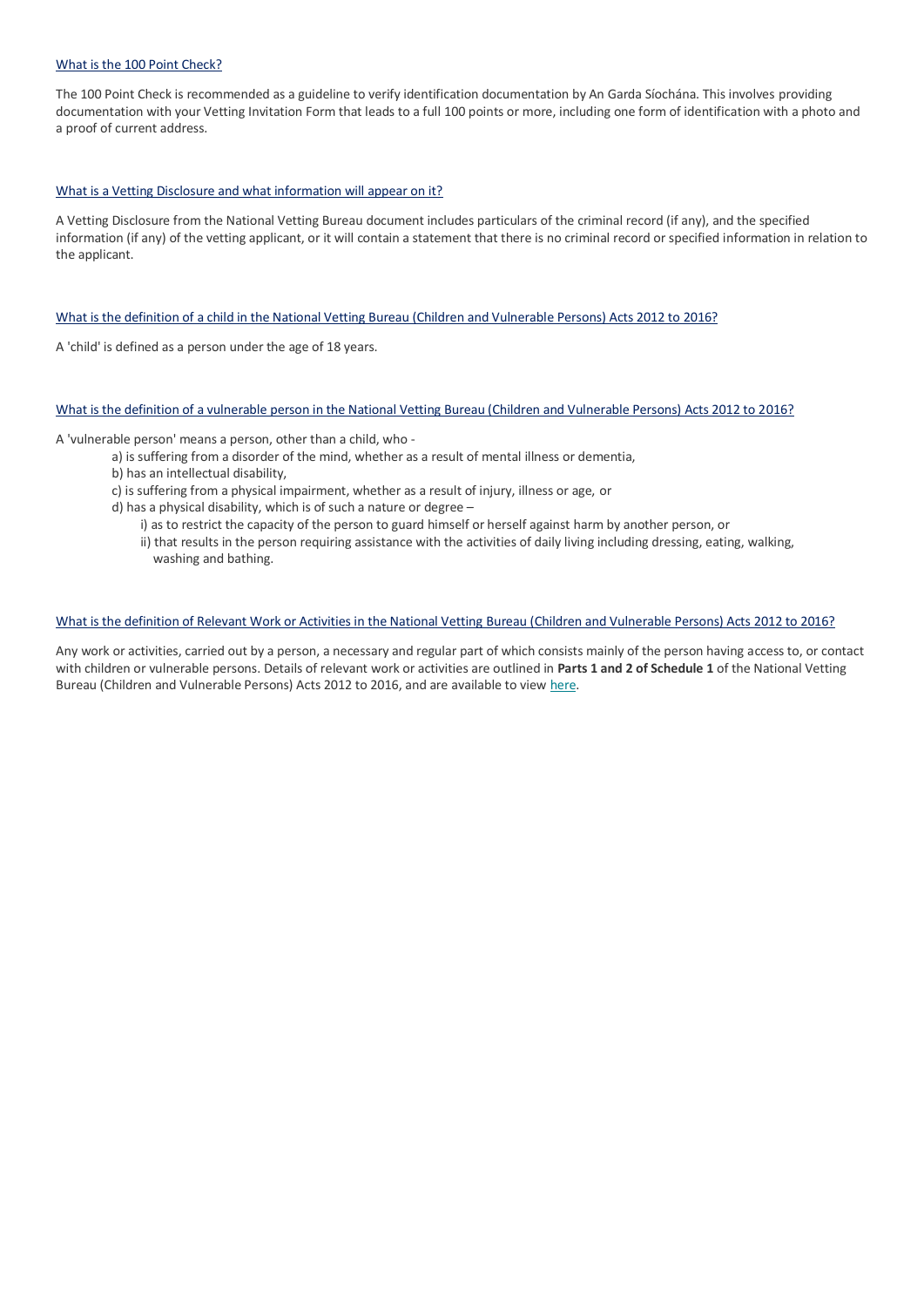### What is the 100 Point Check?

The 100 Point Check is recommended as a guideline to verify identification documentation by An Garda Síochána. This involves providing documentation with your Vetting Invitation Form that leads to a full 100 points or more, including one form of identification with a photo and a proof of current address.

### What is a Vetting Disclosure and what information will appear on it?

A Vetting Disclosure from the National Vetting Bureau document includes particulars of the criminal record (if any), and the specified information (if any) of the vetting applicant, or it will contain a statement that there is no criminal record or specified information in relation to the applicant.

### What is the definition of a child in the National Vetting Bureau (Children and Vulnerable Persons) Acts 2012 to 2016?

A 'child' is defined as a person under the age of 18 years.

### What is the definition of a vulnerable person in the National Vetting Bureau (Children and Vulnerable Persons) Acts 2012 to 2016?

A 'vulnerable person' means a person, other than a child, who -

- a) is suffering from a disorder of the mind, whether as a result of mental illness or dementia,
- b) has an intellectual disability,
- c) is suffering from a physical impairment, whether as a result of injury, illness or age, or
- d) has a physical disability, which is of such a nature or degree –
  - i) as to restrict the capacity of the person to guard himself or herself against harm by another person, or
  - ii) that results in the person requiring assistance with the activities of daily living including dressing, eating, walking, washing and bathing.

### What is the definition of Relevant Work or Activities in the National Vetting Bureau (Children and Vulnerable Persons) Acts 2012 to 2016?

Any work or activities, carried out by a person, a necessary and regular part of which consists mainly of the person having access to, or contact with children or vulnerable persons. Details of relevant work or activities are outlined in **Parts 1 and 2 of Schedule 1** of the National Vetting Bureau (Children and Vulnerable Persons) Acts 2012 to 2016, and are available to view here.